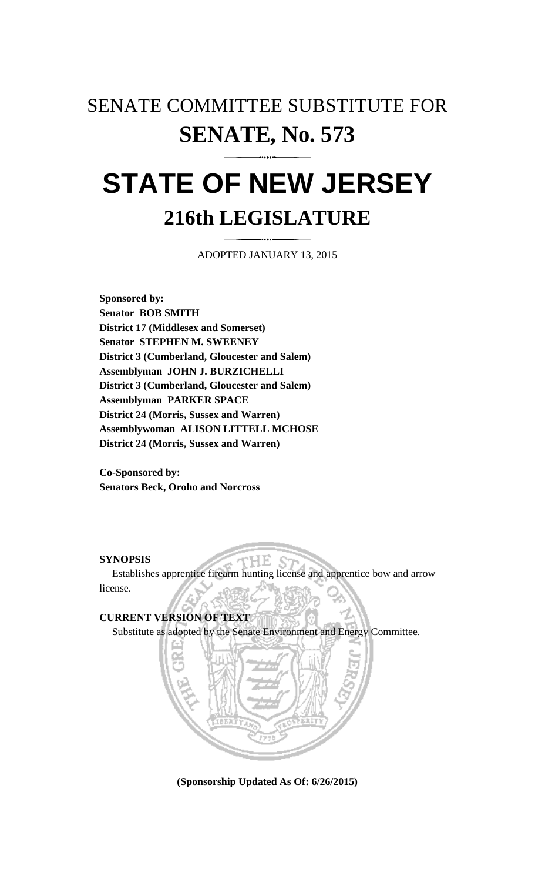# SENATE COMMITTEE SUBSTITUTE FOR

# SENATE, No. 573

# STATE OF NEW JERSEY

## 216th LEGISLATURE

ADOPTED JANUARY 13, 2015

**Sponsored by:**
**Senator BOB SMITH**
**District 17 (Middlesex and Somerset)**
**Senator STEPHEN M. SWEENEY**
**District 3 (Cumberland, Gloucester and Salem)**
**Assemblyman JOHN J. BURZICHELLI**
**District 3 (Cumberland, Gloucester and Salem)**
**Assemblyman PARKER SPACE**
**District 24 (Morris, Sussex and Warren)**
**Assemblywoman ALISON LITTELL MCHOSE**
**District 24 (Morris, Sussex and Warren)**

**Co-Sponsored by:**
**Senators Beck, Oroho and Norcross**

**SYNOPSIS**

Establishes apprentice firearm hunting license and apprentice bow and arrow license.

**CURRENT VERSION OF TEXT**

Substitute as adopted by the Senate Environment and Energy Committee.

**(Sponsorship Updated As Of: 6/26/2015)**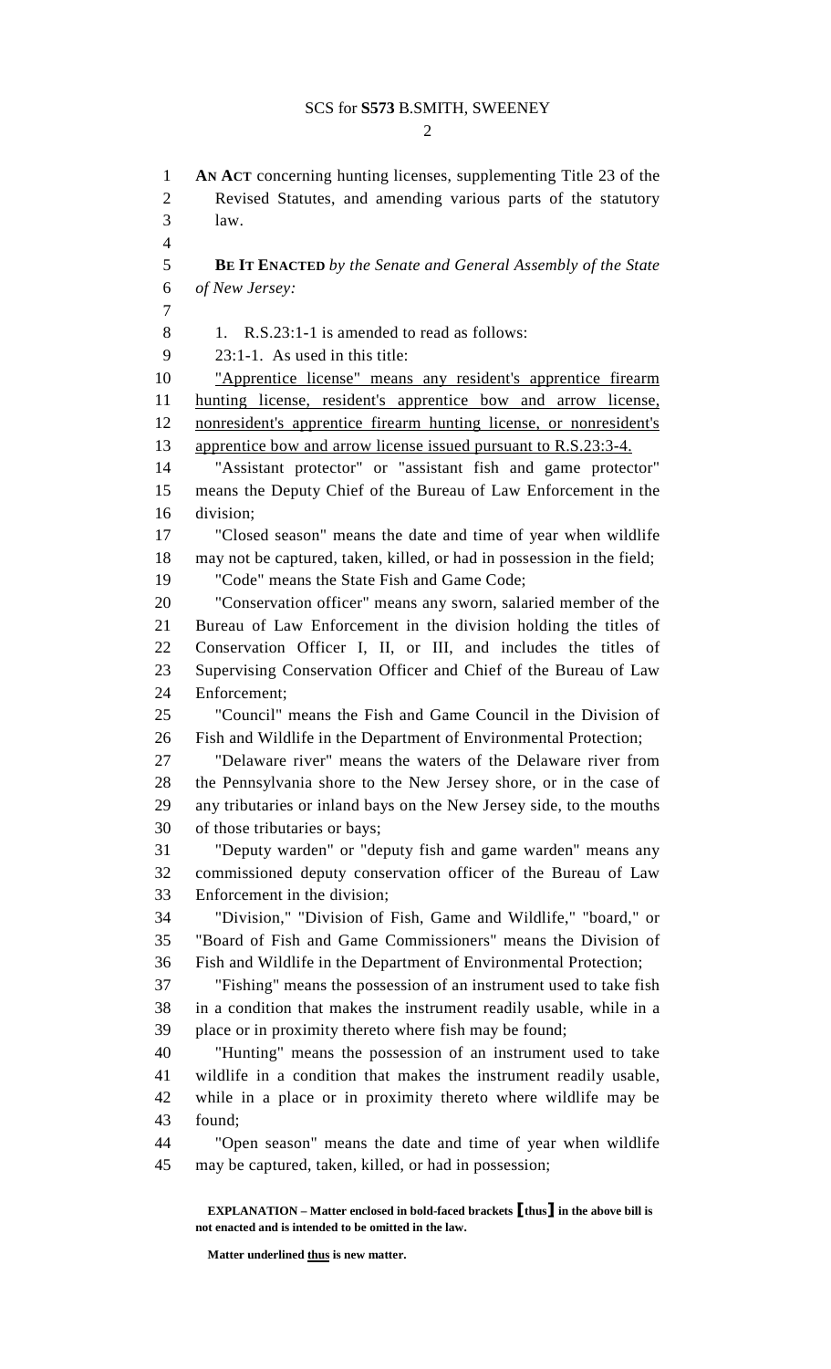**AN ACT** concerning hunting licenses, supplementing Title 23 of the Revised Statutes, and amending various parts of the statutory law.

**BE IT ENACTED** *by the Senate and General Assembly of the State of New Jersey:*

1. R.S.23:1-1 is amended to read as follows:

23:1-1. As used in this title:

<u>"Apprentice license" means any resident's apprentice firearm hunting license, resident's apprentice bow and arrow license, nonresident's apprentice firearm hunting license, or nonresident's apprentice bow and arrow license issued pursuant to R.S.23:3-4.</u>

"Assistant protector" or "assistant fish and game protector" means the Deputy Chief of the Bureau of Law Enforcement in the division;

"Closed season" means the date and time of year when wildlife may not be captured, taken, killed, or had in possession in the field;

"Code" means the State Fish and Game Code;

"Conservation officer" means any sworn, salaried member of the Bureau of Law Enforcement in the division holding the titles of Conservation Officer I, II, or III, and includes the titles of Supervising Conservation Officer and Chief of the Bureau of Law Enforcement;

"Council" means the Fish and Game Council in the Division of Fish and Wildlife in the Department of Environmental Protection;

"Delaware river" means the waters of the Delaware river from the Pennsylvania shore to the New Jersey shore, or in the case of any tributaries or inland bays on the New Jersey side, to the mouths of those tributaries or bays;

"Deputy warden" or "deputy fish and game warden" means any commissioned deputy conservation officer of the Bureau of Law Enforcement in the division;

"Division," "Division of Fish, Game and Wildlife," "board," or "Board of Fish and Game Commissioners" means the Division of Fish and Wildlife in the Department of Environmental Protection;

"Fishing" means the possession of an instrument used to take fish in a condition that makes the instrument readily usable, while in a place or in proximity thereto where fish may be found;

"Hunting" means the possession of an instrument used to take wildlife in a condition that makes the instrument readily usable, while in a place or in proximity thereto where wildlife may be found;

"Open season" means the date and time of year when wildlife may be captured, taken, killed, or had in possession;

**EXPLANATION – Matter enclosed in bold-faced brackets [thus] in the above bill is not enacted and is intended to be omitted in the law.**

**Matter underlined <u>thus</u> is new matter.**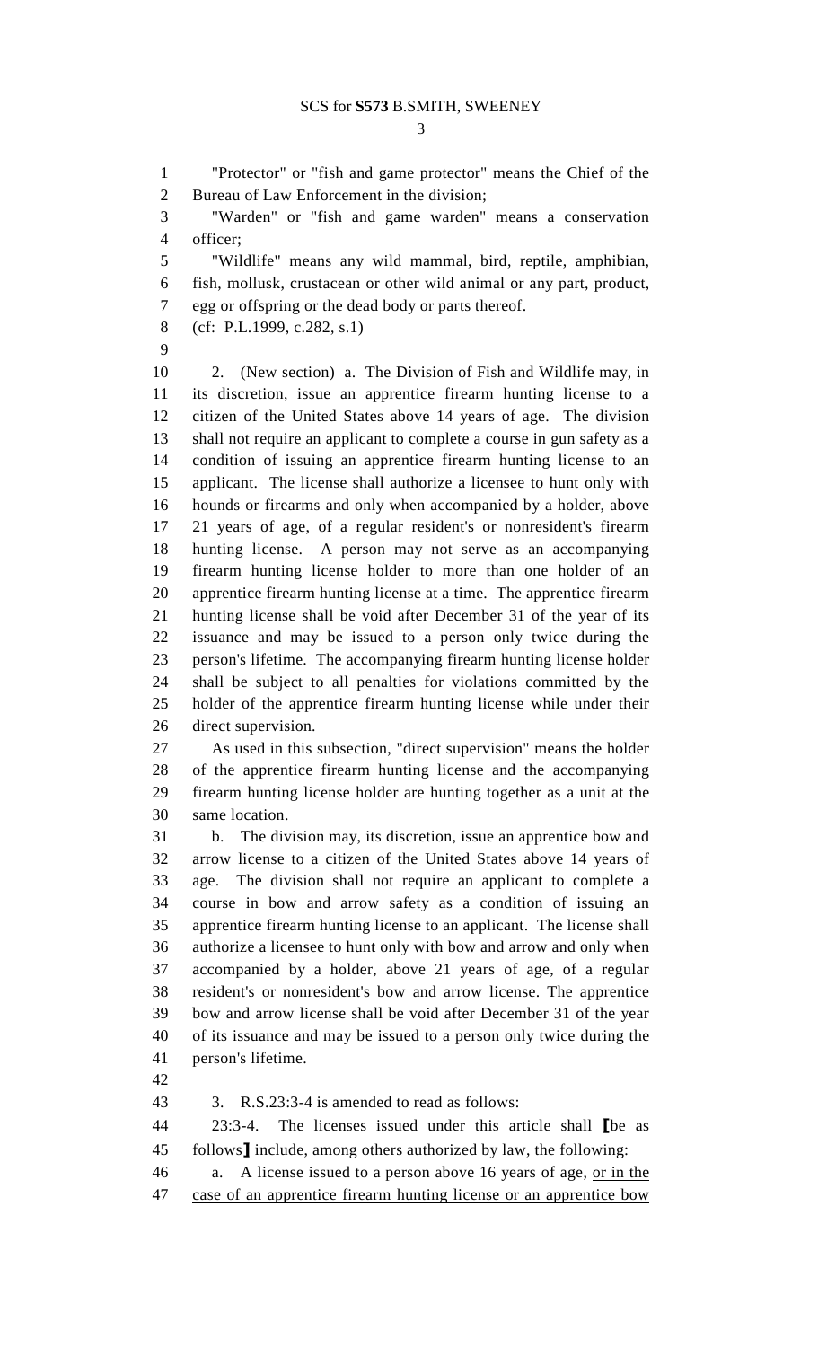"Protector" or "fish and game protector" means the Chief of the Bureau of Law Enforcement in the division;

"Warden" or "fish and game warden" means a conservation officer;

"Wildlife" means any wild mammal, bird, reptile, amphibian, fish, mollusk, crustacean or other wild animal or any part, product, egg or offspring or the dead body or parts thereof.

(cf: P.L.1999, c.282, s.1)

2. (New section) a. The Division of Fish and Wildlife may, in its discretion, issue an apprentice firearm hunting license to a citizen of the United States above 14 years of age. The division shall not require an applicant to complete a course in gun safety as a condition of issuing an apprentice firearm hunting license to an applicant. The license shall authorize a licensee to hunt only with hounds or firearms and only when accompanied by a holder, above 21 years of age, of a regular resident's or nonresident's firearm hunting license. A person may not serve as an accompanying firearm hunting license holder to more than one holder of an apprentice firearm hunting license at a time. The apprentice firearm hunting license shall be void after December 31 of the year of its issuance and may be issued to a person only twice during the person's lifetime. The accompanying firearm hunting license holder shall be subject to all penalties for violations committed by the holder of the apprentice firearm hunting license while under their direct supervision.

As used in this subsection, "direct supervision" means the holder of the apprentice firearm hunting license and the accompanying firearm hunting license holder are hunting together as a unit at the same location.

b. The division may, its discretion, issue an apprentice bow and arrow license to a citizen of the United States above 14 years of age. The division shall not require an applicant to complete a course in bow and arrow safety as a condition of issuing an apprentice firearm hunting license to an applicant. The license shall authorize a licensee to hunt only with bow and arrow and only when accompanied by a holder, above 21 years of age, of a regular resident's or nonresident's bow and arrow license. The apprentice bow and arrow license shall be void after December 31 of the year of its issuance and may be issued to a person only twice during the person's lifetime.

3. R.S.23:3-4 is amended to read as follows:

23:3-4. The licenses issued under this article shall ⟦be as follows⟧ <u>include, among others authorized by law, the following</u>:

a. A license issued to a person above 16 years of age, <u>or in the case of an apprentice firearm hunting license or an apprentice bow</u>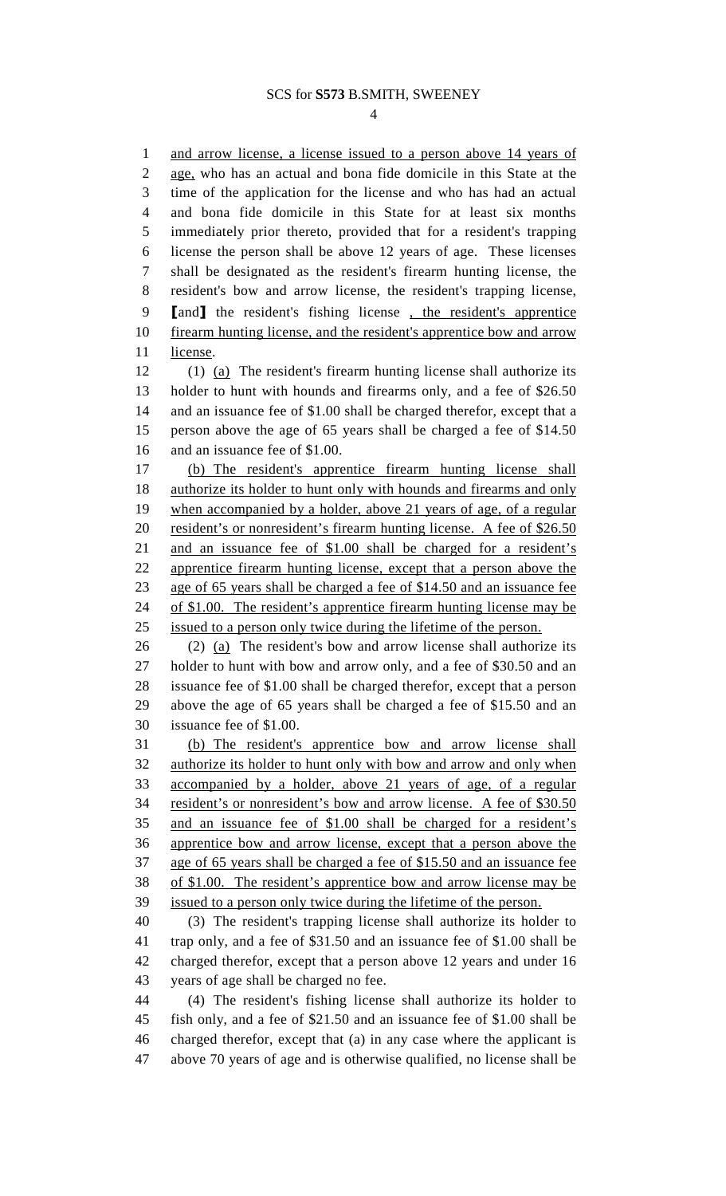and arrow license, a license issued to a person above 14 years of age, who has an actual and bona fide domicile in this State at the time of the application for the license and who has had an actual and bona fide domicile in this State for at least six months immediately prior thereto, provided that for a resident's trapping license the person shall be above 12 years of age. These licenses shall be designated as the resident's firearm hunting license, the resident's bow and arrow license, the resident's trapping license, [and] the resident's fishing license , the resident's apprentice firearm hunting license, and the resident's apprentice bow and arrow license.

(1) (a) The resident's firearm hunting license shall authorize its holder to hunt with hounds and firearms only, and a fee of $26.50 and an issuance fee of $1.00 shall be charged therefor, except that a person above the age of 65 years shall be charged a fee of $14.50 and an issuance fee of $1.00.

(b) The resident's apprentice firearm hunting license shall authorize its holder to hunt only with hounds and firearms and only when accompanied by a holder, above 21 years of age, of a regular resident's or nonresident's firearm hunting license. A fee of $26.50 and an issuance fee of $1.00 shall be charged for a resident's apprentice firearm hunting license, except that a person above the age of 65 years shall be charged a fee of $14.50 and an issuance fee of $1.00. The resident's apprentice firearm hunting license may be issued to a person only twice during the lifetime of the person.

(2) (a) The resident's bow and arrow license shall authorize its holder to hunt with bow and arrow only, and a fee of $30.50 and an issuance fee of $1.00 shall be charged therefor, except that a person above the age of 65 years shall be charged a fee of $15.50 and an issuance fee of $1.00.

(b) The resident's apprentice bow and arrow license shall authorize its holder to hunt only with bow and arrow and only when accompanied by a holder, above 21 years of age, of a regular resident's or nonresident's bow and arrow license. A fee of $30.50 and an issuance fee of $1.00 shall be charged for a resident's apprentice bow and arrow license, except that a person above the age of 65 years shall be charged a fee of $15.50 and an issuance fee of $1.00. The resident's apprentice bow and arrow license may be issued to a person only twice during the lifetime of the person.

(3) The resident's trapping license shall authorize its holder to trap only, and a fee of $31.50 and an issuance fee of $1.00 shall be charged therefor, except that a person above 12 years and under 16 years of age shall be charged no fee.

(4) The resident's fishing license shall authorize its holder to fish only, and a fee of $21.50 and an issuance fee of $1.00 shall be charged therefor, except that (a) in any case where the applicant is above 70 years of age and is otherwise qualified, no license shall be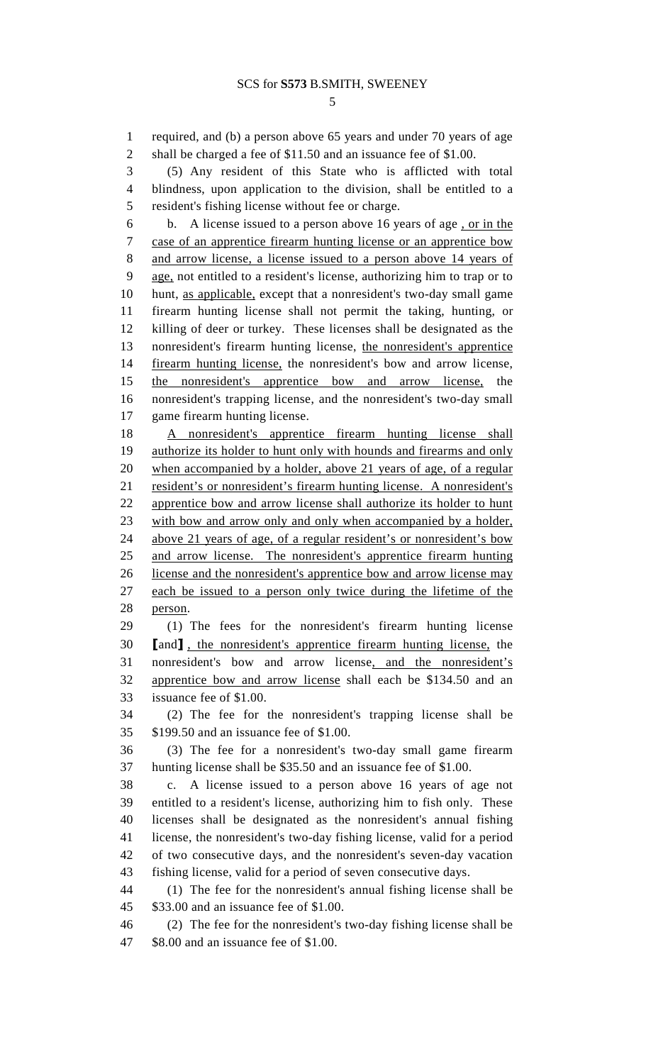required, and (b) a person above 65 years and under 70 years of age shall be charged a fee of $11.50 and an issuance fee of $1.00.

(5) Any resident of this State who is afflicted with total blindness, upon application to the division, shall be entitled to a resident's fishing license without fee or charge.

b. A license issued to a person above 16 years of age , or in the case of an apprentice firearm hunting license or an apprentice bow and arrow license, a license issued to a person above 14 years of age, not entitled to a resident's license, authorizing him to trap or to hunt, as applicable, except that a nonresident's two-day small game firearm hunting license shall not permit the taking, hunting, or killing of deer or turkey. These licenses shall be designated as the nonresident's firearm hunting license, the nonresident's apprentice firearm hunting license, the nonresident's bow and arrow license, the nonresident's apprentice bow and arrow license, the nonresident's trapping license, and the nonresident's two-day small game firearm hunting license.

A nonresident's apprentice firearm hunting license shall authorize its holder to hunt only with hounds and firearms and only when accompanied by a holder, above 21 years of age, of a regular resident's or nonresident's firearm hunting license. A nonresident's apprentice bow and arrow license shall authorize its holder to hunt with bow and arrow only and only when accompanied by a holder, above 21 years of age, of a regular resident's or nonresident's bow and arrow license. The nonresident's apprentice firearm hunting license and the nonresident's apprentice bow and arrow license may each be issued to a person only twice during the lifetime of the person.

(1) The fees for the nonresident's firearm hunting license [and] , the nonresident's apprentice firearm hunting license, the nonresident's bow and arrow license, and the nonresident's apprentice bow and arrow license shall each be $134.50 and an issuance fee of $1.00.

(2) The fee for the nonresident's trapping license shall be $199.50 and an issuance fee of $1.00.

(3) The fee for a nonresident's two-day small game firearm hunting license shall be $35.50 and an issuance fee of $1.00.

c. A license issued to a person above 16 years of age not entitled to a resident's license, authorizing him to fish only. These licenses shall be designated as the nonresident's annual fishing license, the nonresident's two-day fishing license, valid for a period of two consecutive days, and the nonresident's seven-day vacation fishing license, valid for a period of seven consecutive days.

(1) The fee for the nonresident's annual fishing license shall be $33.00 and an issuance fee of $1.00.

(2) The fee for the nonresident's two-day fishing license shall be $8.00 and an issuance fee of $1.00.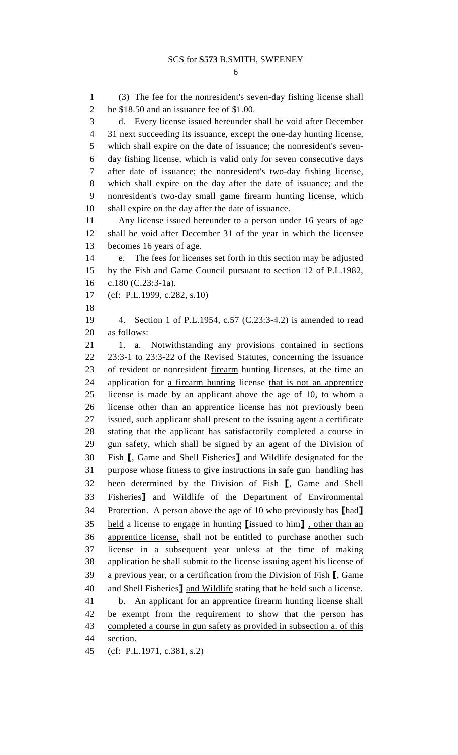(3) The fee for the nonresident's seven-day fishing license shall be $18.50 and an issuance fee of $1.00.

d. Every license issued hereunder shall be void after December 31 next succeeding its issuance, except the one-day hunting license, which shall expire on the date of issuance; the nonresident's seven-day fishing license, which is valid only for seven consecutive days after date of issuance; the nonresident's two-day fishing license, which shall expire on the day after the date of issuance; and the nonresident's two-day small game firearm hunting license, which shall expire on the day after the date of issuance.

Any license issued hereunder to a person under 16 years of age shall be void after December 31 of the year in which the licensee becomes 16 years of age.

e. The fees for licenses set forth in this section may be adjusted by the Fish and Game Council pursuant to section 12 of P.L.1982, c.180 (C.23:3-1a).

(cf: P.L.1999, c.282, s.10)

4. Section 1 of P.L.1954, c.57 (C.23:3-4.2) is amended to read as follows:

1. a. Notwithstanding any provisions contained in sections 23:3-1 to 23:3-22 of the Revised Statutes, concerning the issuance of resident or nonresident firearm hunting licenses, at the time an application for a firearm hunting license that is not an apprentice license is made by an applicant above the age of 10, to whom a license other than an apprentice license has not previously been issued, such applicant shall present to the issuing agent a certificate stating that the applicant has satisfactorily completed a course in gun safety, which shall be signed by an agent of the Division of Fish [, Game and Shell Fisheries] and Wildlife designated for the purpose whose fitness to give instructions in safe gun handling has been determined by the Division of Fish [, Game and Shell Fisheries] and Wildlife of the Department of Environmental Protection. A person above the age of 10 who previously has [had] held a license to engage in hunting [issued to him] , other than an apprentice license, shall not be entitled to purchase another such license in a subsequent year unless at the time of making application he shall submit to the license issuing agent his license of a previous year, or a certification from the Division of Fish [, Game and Shell Fisheries] and Wildlife stating that he held such a license.

b. An applicant for an apprentice firearm hunting license shall be exempt from the requirement to show that the person has completed a course in gun safety as provided in subsection a. of this section.

(cf: P.L.1971, c.381, s.2)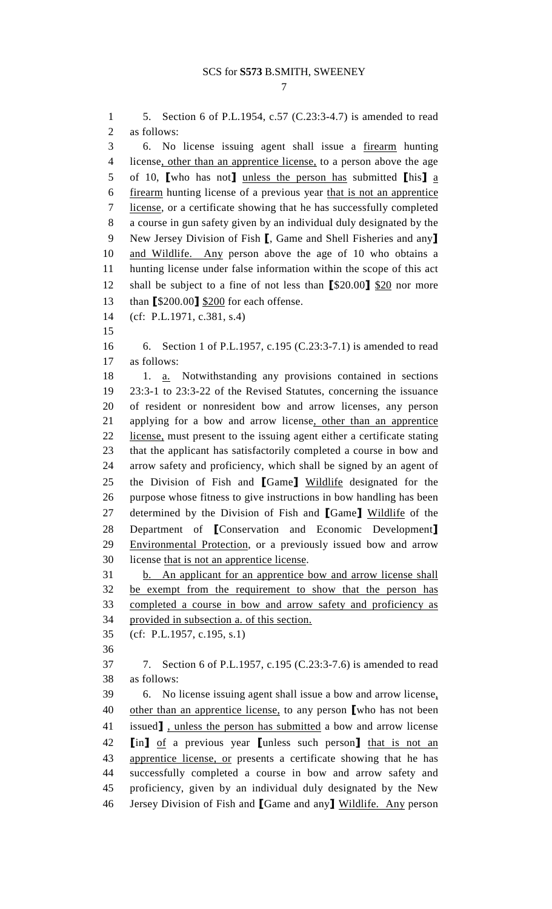5. Section 6 of P.L.1954, c.57 (C.23:3-4.7) is amended to read as follows:

6. No license issuing agent shall issue a <u>firearm</u> hunting license<u>, other than an apprentice license,</u> to a person above the age of 10, [who has not] <u>unless the person has</u> submitted [his] <u>a firearm</u> hunting license of a previous year <u>that is not an apprentice license</u>, or a certificate showing that he has successfully completed a course in gun safety given by an individual duly designated by the New Jersey Division of Fish [, Game and Shell Fisheries and any] <u>and Wildlife. Any</u> person above the age of 10 who obtains a hunting license under false information within the scope of this act shall be subject to a fine of not less than [$20.00] <u>$20</u> nor more than [$200.00] <u>$200</u> for each offense.

(cf: P.L.1971, c.381, s.4)

6. Section 1 of P.L.1957, c.195 (C.23:3-7.1) is amended to read as follows:

1. <u>a.</u> Notwithstanding any provisions contained in sections 23:3-1 to 23:3-22 of the Revised Statutes, concerning the issuance of resident or nonresident bow and arrow licenses, any person applying for a bow and arrow license<u>, other than an apprentice license,</u> must present to the issuing agent either a certificate stating that the applicant has satisfactorily completed a course in bow and arrow safety and proficiency, which shall be signed by an agent of the Division of Fish and [Game] <u>Wildlife</u> designated for the purpose whose fitness to give instructions in bow handling has been determined by the Division of Fish and [Game] <u>Wildlife</u> of the Department of [Conservation and Economic Development] <u>Environmental Protection</u>, or a previously issued bow and arrow license <u>that is not an apprentice license</u>.

<u>b. An applicant for an apprentice bow and arrow license shall be exempt from the requirement to show that the person has completed a course in bow and arrow safety and proficiency as provided in subsection a. of this section.</u>

(cf: P.L.1957, c.195, s.1)

7. Section 6 of P.L.1957, c.195 (C.23:3-7.6) is amended to read as follows:

6. No license issuing agent shall issue a bow and arrow license<u>, other than an apprentice license,</u> to any person [who has not been issued] <u>, unless the person has submitted</u> a bow and arrow license [in] <u>of</u> a previous year [unless such person] <u>that is not an apprentice license, or</u> presents a certificate showing that he has successfully completed a course in bow and arrow safety and proficiency, given by an individual duly designated by the New Jersey Division of Fish and [Game and any] <u>Wildlife. Any</u> person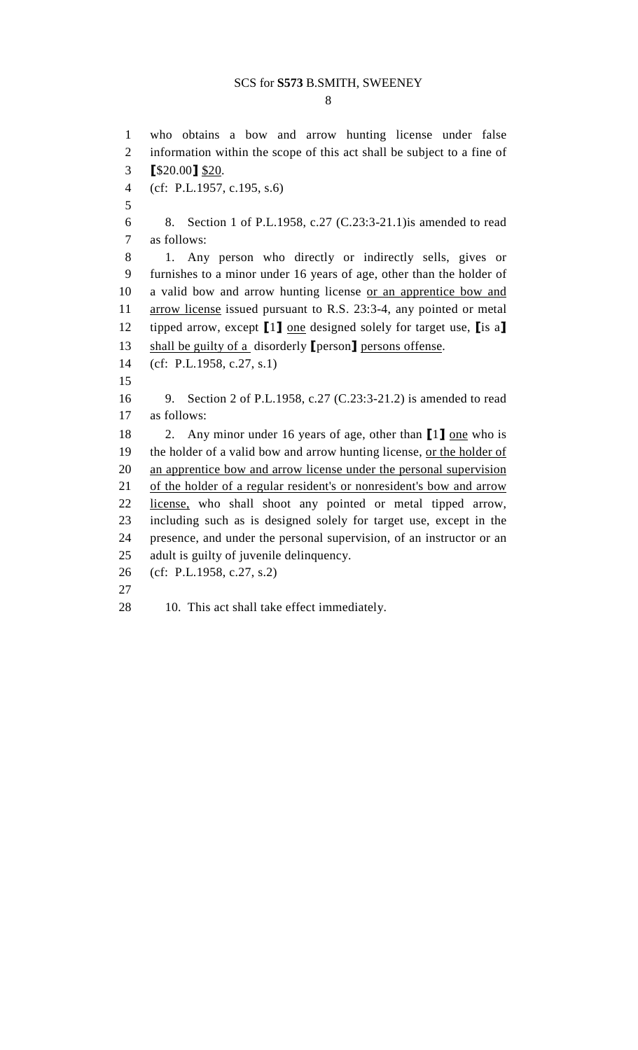who obtains a bow and arrow hunting license under false information within the scope of this act shall be subject to a fine of 【$20.00】 $20.

(cf: P.L.1957, c.195, s.6)

8. Section 1 of P.L.1958, c.27 (C.23:3-21.1)is amended to read as follows:

1. Any person who directly or indirectly sells, gives or furnishes to a minor under 16 years of age, other than the holder of a valid bow and arrow hunting license or an apprentice bow and arrow license issued pursuant to R.S. 23:3-4, any pointed or metal tipped arrow, except 【1】 one designed solely for target use, 【is a】 shall be guilty of a disorderly 【person】 persons offense.

(cf: P.L.1958, c.27, s.1)

9. Section 2 of P.L.1958, c.27 (C.23:3-21.2) is amended to read as follows:

2. Any minor under 16 years of age, other than 【1】 one who is the holder of a valid bow and arrow hunting license, or the holder of an apprentice bow and arrow license under the personal supervision of the holder of a regular resident's or nonresident's bow and arrow license, who shall shoot any pointed or metal tipped arrow, including such as is designed solely for target use, except in the presence, and under the personal supervision, of an instructor or an adult is guilty of juvenile delinquency.

(cf: P.L.1958, c.27, s.2)

10. This act shall take effect immediately.